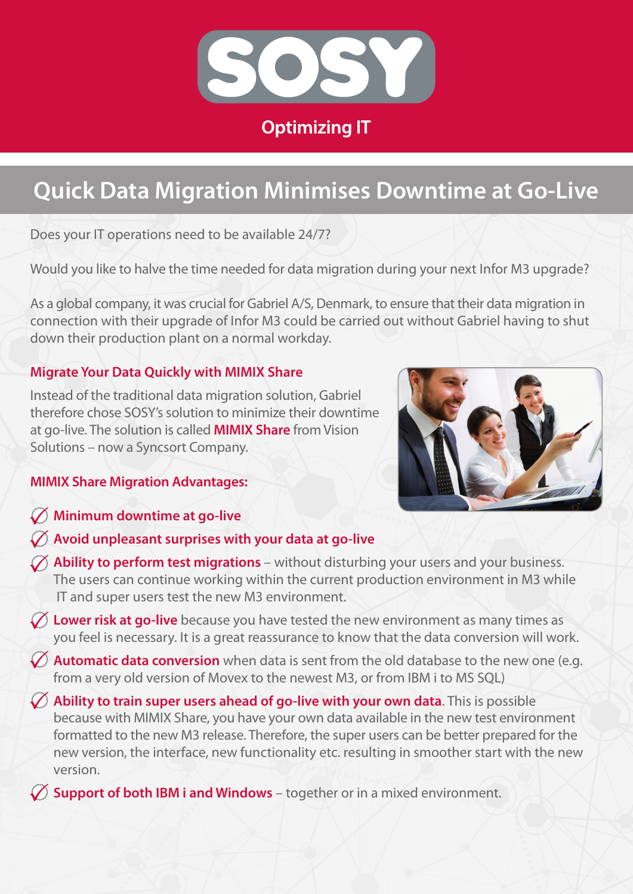# SOSY

Optimizing IT

## Quick Data Migration Minimises Downtime at Go-Live

Does your IT operations need to be available 24/7?

Would you like to halve the time needed for data migration during your next Infor M3 upgrade?

As a global company, it was crucial for Gabriel A/S, Denmark, to ensure that their data migration in connection with their upgrade of Infor M3 could be carried out without Gabriel having to shut down their production plant on a normal workday.

### Migrate Your Data Quickly with MIMIX Share

Instead of the traditional data migration solution, Gabriel therefore chose SOSY's solution to minimize their downtime at go-live. The solution is called **MIMIX Share** from Vision Solutions – now a Syncsort Company.

### MIMIX Share Migration Advantages:

- **Minimum downtime at go-live**
- **Avoid unpleasant surprises with your data at go-live**
- **Ability to perform test migrations** – without disturbing your users and your business. The users can continue working within the current production environment in M3 while IT and super users test the new M3 environment.
- **Lower risk at go-live** because you have tested the new environment as many times as you feel is necessary. It is a great reassurance to know that the data conversion will work.
- **Automatic data conversion** when data is sent from the old database to the new one (e.g. from a very old version of Movex to the newest M3, or from IBM i to MS SQL)
- **Ability to train super users ahead of go-live with your own data**. This is possible because with MIMIX Share, you have your own data available in the new test environment formatted to the new M3 release. Therefore, the super users can be better prepared for the new version, the interface, new functionality etc. resulting in smoother start with the new version.
- **Support of both IBM i and Windows** – together or in a mixed environment.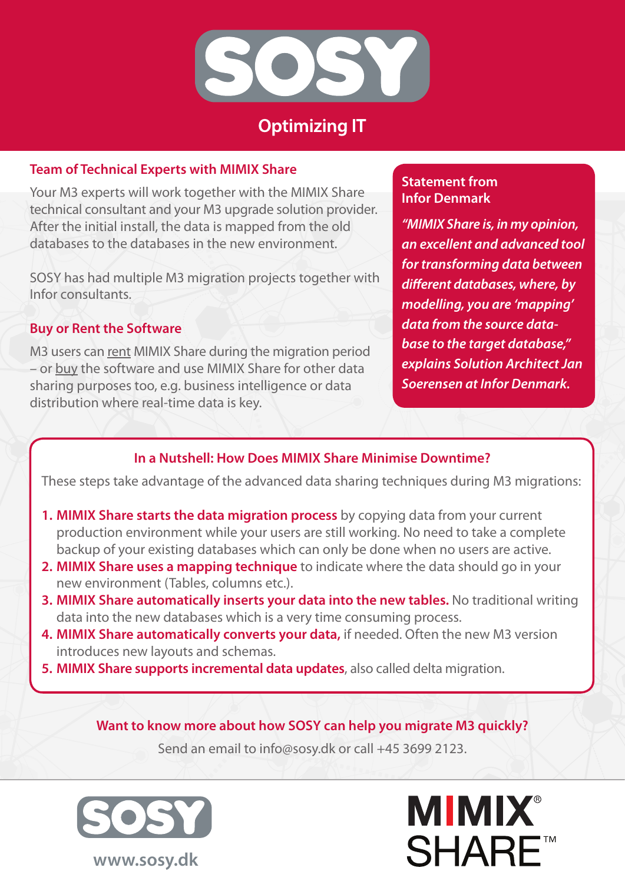# SOSY

Optimizing IT

## Team of Technical Experts with MIMIX Share

Your M3 experts will work together with the MIMIX Share technical consultant and your M3 upgrade solution provider. After the initial install, the data is mapped from the old databases to the databases in the new environment.

SOSY has had multiple M3 migration projects together with Infor consultants.

## Buy or Rent the Software

M3 users can rent MIMIX Share during the migration period – or buy the software and use MIMIX Share for other data sharing purposes too, e.g. business intelligence or data distribution where real-time data is key.

## Statement from Infor Denmark

*"MIMIX Share is, in my opinion, an excellent and advanced tool for transforming data between different databases, where, by modelling, you are 'mapping' data from the source data-base to the target database," explains Solution Architect Jan Soerensen at Infor Denmark.*

## In a Nutshell: How Does MIMIX Share Minimise Downtime?

These steps take advantage of the advanced data sharing techniques during M3 migrations:

1. **MIMIX Share starts the data migration process** by copying data from your current production environment while your users are still working. No need to take a complete backup of your existing databases which can only be done when no users are active.
2. **MIMIX Share uses a mapping technique** to indicate where the data should go in your new environment (Tables, columns etc.).
3. **MIMIX Share automatically inserts your data into the new tables.** No traditional writing data into the new databases which is a very time consuming process.
4. **MIMIX Share automatically converts your data,** if needed. Often the new M3 version introduces new layouts and schemas.
5. **MIMIX Share supports incremental data updates**, also called delta migration.

**Want to know more about how SOSY can help you migrate M3 quickly?**

Send an email to info@sosy.dk or call +45 3699 2123.

SOSY

www.sosy.dk

MIMIX® SHARE™